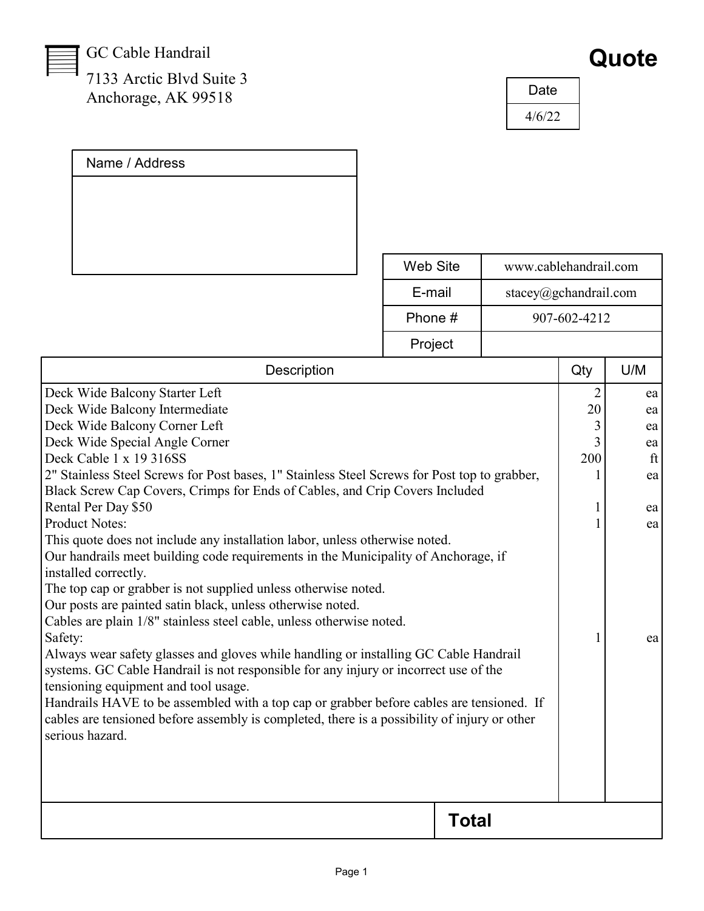GC Cable Handrail

7133 Arctic Blvd Suite 3
Anchorage, AK 99518

# Quote

| Date |
| --- |
| 4/6/22 |

| Name / Address |
| --- |
| |

| | |
| --- | --- |
| Web Site | www.cablehandrail.com |
| E-mail | stacey@gchandrail.com |
| Phone # | 907-602-4212 |
| Project | |

| Description | Qty | U/M |
| --- | --- | --- |
| Deck Wide Balcony Starter Left | 2 | ea |
| Deck Wide Balcony Intermediate | 20 | ea |
| Deck Wide Balcony Corner Left | 3 | ea |
| Deck Wide Special Angle Corner | 3 | ea |
| Deck Cable 1 x 19 316SS | 200 | ft |
| 2" Stainless Steel Screws for Post bases, 1" Stainless Steel Screws for Post top to grabber, Black Screw Cap Covers, Crimps for Ends of Cables, and Crip Covers Included | 1 | ea |
| Rental Per Day $50 | 1 | ea |
| Product Notes:<br>This quote does not include any installation labor, unless otherwise noted.<br>Our handrails meet building code requirements in the Municipality of Anchorage, if installed correctly.<br>The top cap or grabber is not supplied unless otherwise noted.<br>Our posts are painted satin black, unless otherwise noted.<br>Cables are plain 1/8" stainless steel cable, unless otherwise noted. | 1 | ea |
| Safety:<br>Always wear safety glasses and gloves while handling or installing GC Cable Handrail systems. GC Cable Handrail is not responsible for any injury or incorrect use of the tensioning equipment and tool usage.<br>Handrails HAVE to be assembled with a top cap or grabber before cables are tensioned. If cables are tensioned before assembly is completed, there is a possibility of injury or other serious hazard. | 1 | ea |

| | **Total** |
| --- | --- |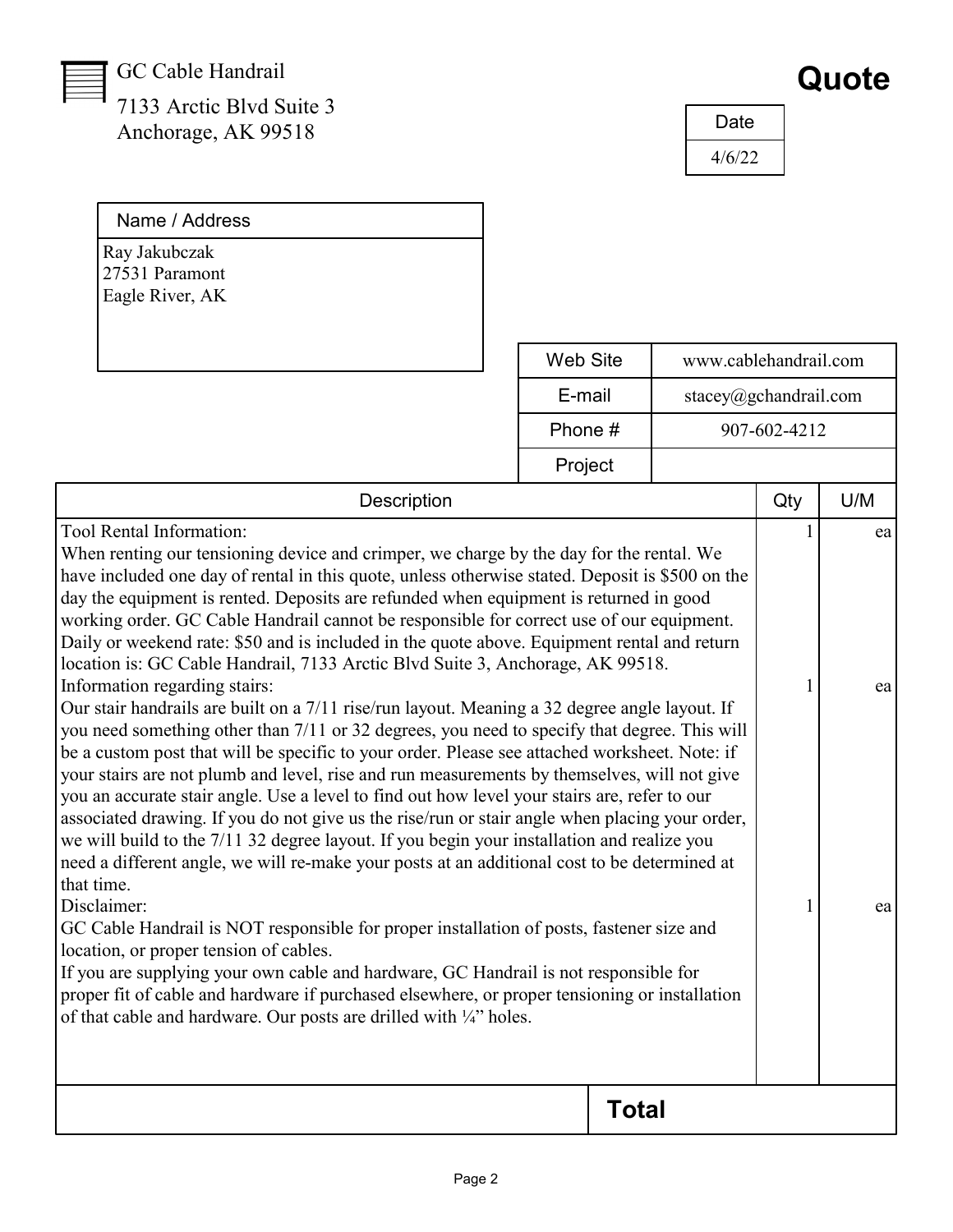GC Cable Handrail

7133 Arctic Blvd Suite 3
Anchorage, AK 99518

# Quote

| Date |
| --- |
| 4/6/22 |

| Name / Address |
| --- |
| Ray Jakubczak<br>27531 Paramont<br>Eagle River, AK |

| | |
| --- | --- |
| Web Site | www.cablehandrail.com |
| E-mail | stacey@gchandrail.com |
| Phone # | 907-602-4212 |
| Project | |

| Description | Qty | U/M |
| --- | --- | --- |
| Tool Rental Information:<br>When renting our tensioning device and crimper, we charge by the day for the rental. We have included one day of rental in this quote, unless otherwise stated. Deposit is $500 on the day the equipment is rented. Deposits are refunded when equipment is returned in good working order. GC Cable Handrail cannot be responsible for correct use of our equipment. Daily or weekend rate: $50 and is included in the quote above. Equipment rental and return location is: GC Cable Handrail, 7133 Arctic Blvd Suite 3, Anchorage, AK 99518. | 1 | ea |
| Information regarding stairs:<br>Our stair handrails are built on a 7/11 rise/run layout. Meaning a 32 degree angle layout. If you need something other than 7/11 or 32 degrees, you need to specify that degree. This will be a custom post that will be specific to your order. Please see attached worksheet. Note: if your stairs are not plumb and level, rise and run measurements by themselves, will not give you an accurate stair angle. Use a level to find out how level your stairs are, refer to our associated drawing. If you do not give us the rise/run or stair angle when placing your order, we will build to the 7/11 32 degree layout. If you begin your installation and realize you need a different angle, we will re-make your posts at an additional cost to be determined at that time. | 1 | ea |
| Disclaimer:<br>GC Cable Handrail is NOT responsible for proper installation of posts, fastener size and location, or proper tension of cables.<br>If you are supplying your own cable and hardware, GC Handrail is not responsible for proper fit of cable and hardware if purchased elsewhere, or proper tensioning or installation of that cable and hardware. Our posts are drilled with ¼" holes. | 1 | ea |
| **Total** | | |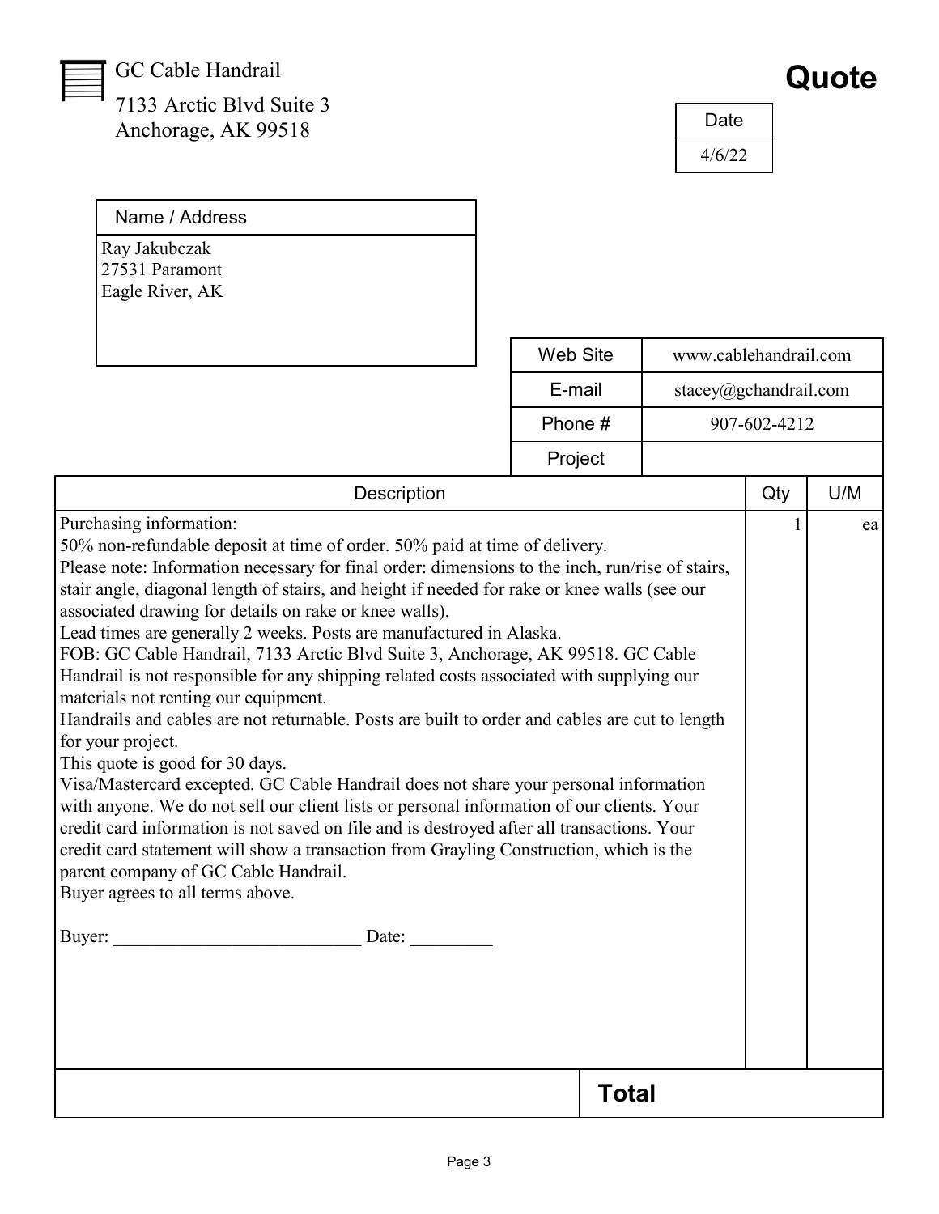GC Cable Handrail

7133 Arctic Blvd Suite 3
Anchorage, AK 99518

# Quote

| Date |
|---|
| 4/6/22 |

| Name / Address |
|---|
| Ray Jakubczak<br>27531 Paramont<br>Eagle River, AK |

| | |
|---|---|
| Web Site | www.cablehandrail.com |
| E-mail | stacey@gchandrail.com |
| Phone # | 907-602-4212 |
| Project | |

| Description | Qty | U/M |
|---|---|---|
| Purchasing information:<br>50% non-refundable deposit at time of order. 50% paid at time of delivery.<br>Please note: Information necessary for final order: dimensions to the inch, run/rise of stairs, stair angle, diagonal length of stairs, and height if needed for rake or knee walls (see our associated drawing for details on rake or knee walls).<br>Lead times are generally 2 weeks. Posts are manufactured in Alaska.<br>FOB: GC Cable Handrail, 7133 Arctic Blvd Suite 3, Anchorage, AK 99518. GC Cable Handrail is not responsible for any shipping related costs associated with supplying our materials not renting our equipment.<br>Handrails and cables are not returnable. Posts are built to order and cables are cut to length for your project.<br>This quote is good for 30 days.<br>Visa/Mastercard excepted. GC Cable Handrail does not share your personal information with anyone. We do not sell our client lists or personal information of our clients. Your credit card information is not saved on file and is destroyed after all transactions. Your credit card statement will show a transaction from Grayling Construction, which is the parent company of GC Cable Handrail.<br>Buyer agrees to all terms above.<br><br>Buyer: ___________________________ Date: _________ | 1 | ea |

| | |
|---|---|
| | **Total** |